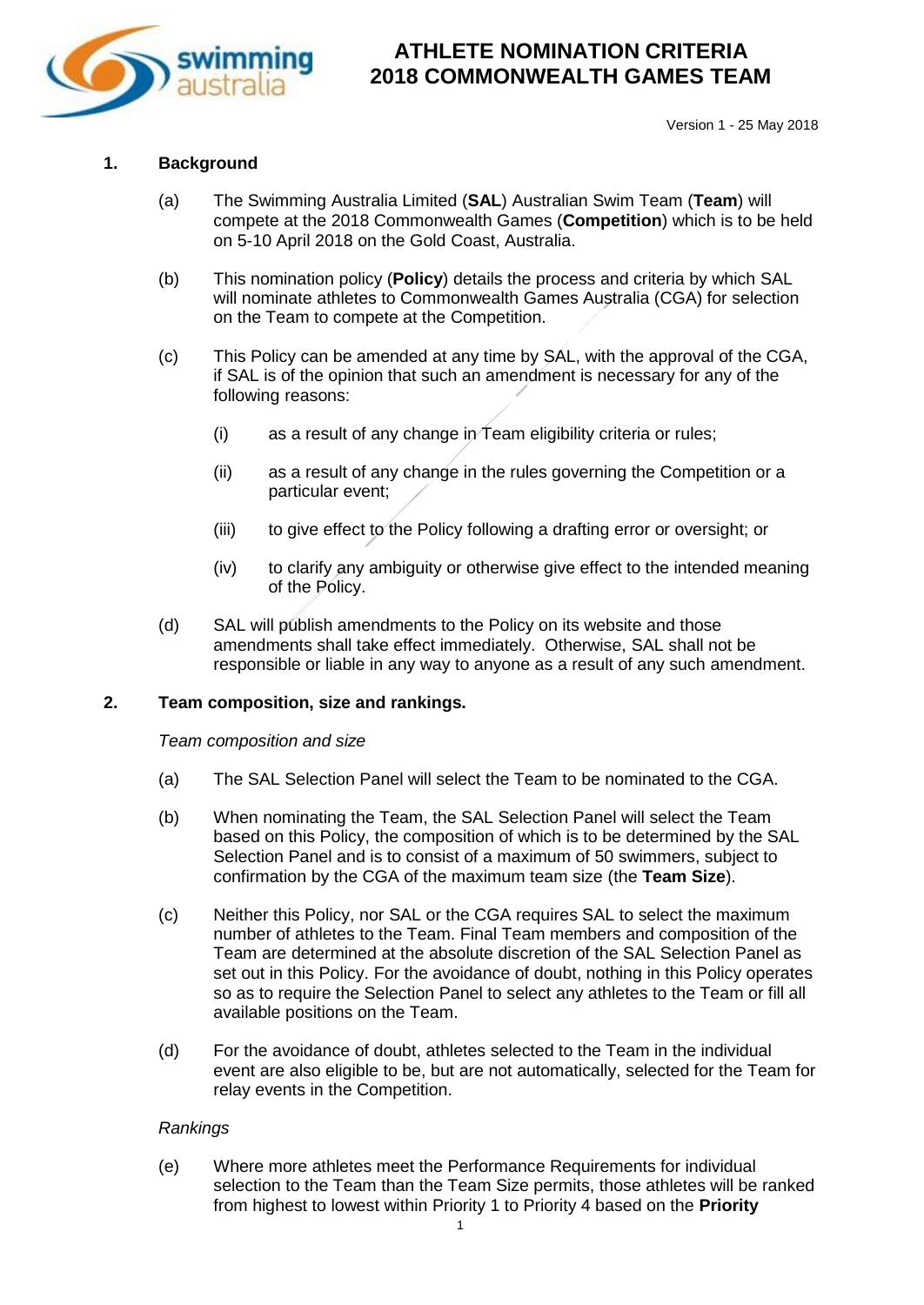# ATHLETE NOMINATION CRITERIA 2018 COMMONWEALTH GAMES TEAM

Version 1 - 25 May 2018

## 1. Background

(a) The Swimming Australia Limited (**SAL**) Australian Swim Team (**Team**) will compete at the 2018 Commonwealth Games (**Competition**) which is to be held on 5-10 April 2018 on the Gold Coast, Australia.

(b) This nomination policy (**Policy**) details the process and criteria by which SAL will nominate athletes to Commonwealth Games Australia (CGA) for selection on the Team to compete at the Competition.

(c) This Policy can be amended at any time by SAL, with the approval of the CGA, if SAL is of the opinion that such an amendment is necessary for any of the following reasons:

(i) as a result of any change in Team eligibility criteria or rules;

(ii) as a result of any change in the rules governing the Competition or a particular event;

(iii) to give effect to the Policy following a drafting error or oversight; or

(iv) to clarify any ambiguity or otherwise give effect to the intended meaning of the Policy.

(d) SAL will publish amendments to the Policy on its website and those amendments shall take effect immediately. Otherwise, SAL shall not be responsible or liable in any way to anyone as a result of any such amendment.

## 2. Team composition, size and rankings.

*Team composition and size*

(a) The SAL Selection Panel will select the Team to be nominated to the CGA.

(b) When nominating the Team, the SAL Selection Panel will select the Team based on this Policy, the composition of which is to be determined by the SAL Selection Panel and is to consist of a maximum of 50 swimmers, subject to confirmation by the CGA of the maximum team size (the **Team Size**).

(c) Neither this Policy, nor SAL or the CGA requires SAL to select the maximum number of athletes to the Team. Final Team members and composition of the Team are determined at the absolute discretion of the SAL Selection Panel as set out in this Policy. For the avoidance of doubt, nothing in this Policy operates so as to require the Selection Panel to select any athletes to the Team or fill all available positions on the Team.

(d) For the avoidance of doubt, athletes selected to the Team in the individual event are also eligible to be, but are not automatically, selected for the Team for relay events in the Competition.

*Rankings*

(e) Where more athletes meet the Performance Requirements for individual selection to the Team than the Team Size permits, those athletes will be ranked from highest to lowest within Priority 1 to Priority 4 based on the **Priority**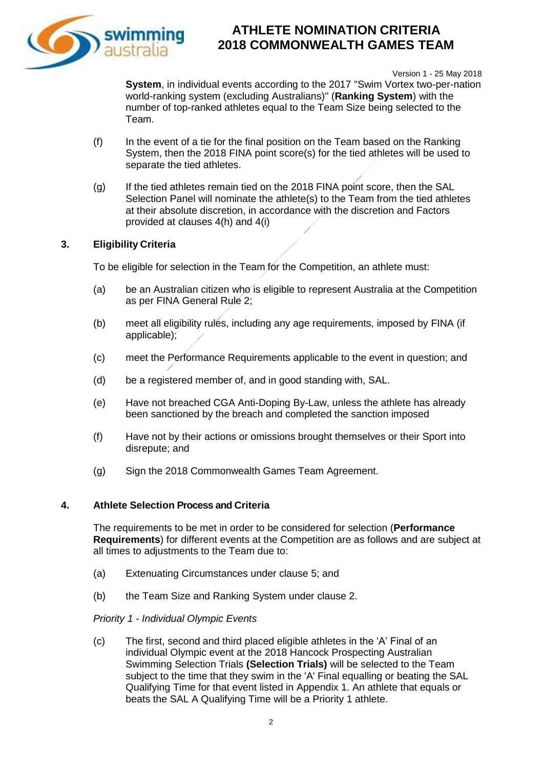**System**, in individual events according to the 2017 "Swim Vortex two-per-nation world-ranking system (excluding Australians)" (**Ranking System**) with the number of top-ranked athletes equal to the Team Size being selected to the Team.

(f) In the event of a tie for the final position on the Team based on the Ranking System, then the 2018 FINA point score(s) for the tied athletes will be used to separate the tied athletes.

(g) If the tied athletes remain tied on the 2018 FINA point score, then the SAL Selection Panel will nominate the athlete(s) to the Team from the tied athletes at their absolute discretion, in accordance with the discretion and Factors provided at clauses 4(h) and 4(i)

## 3. Eligibility Criteria

To be eligible for selection in the Team for the Competition, an athlete must:

(a) be an Australian citizen who is eligible to represent Australia at the Competition as per FINA General Rule 2;

(b) meet all eligibility rules, including any age requirements, imposed by FINA (if applicable);

(c) meet the Performance Requirements applicable to the event in question; and

(d) be a registered member of, and in good standing with, SAL.

(e) Have not breached CGA Anti-Doping By-Law, unless the athlete has already been sanctioned by the breach and completed the sanction imposed

(f) Have not by their actions or omissions brought themselves or their Sport into disrepute; and

(g) Sign the 2018 Commonwealth Games Team Agreement.

## 4. Athlete Selection Process and Criteria

The requirements to be met in order to be considered for selection (**Performance Requirements**) for different events at the Competition are as follows and are subject at all times to adjustments to the Team due to:

(a) Extenuating Circumstances under clause 5; and

(b) the Team Size and Ranking System under clause 2.

*Priority 1 - Individual Olympic Events*

(c) The first, second and third placed eligible athletes in the 'A' Final of an individual Olympic event at the 2018 Hancock Prospecting Australian Swimming Selection Trials **(Selection Trials)** will be selected to the Team subject to the time that they swim in the 'A' Final equalling or beating the SAL Qualifying Time for that event listed in Appendix 1. An athlete that equals or beats the SAL A Qualifying Time will be a Priority 1 athlete.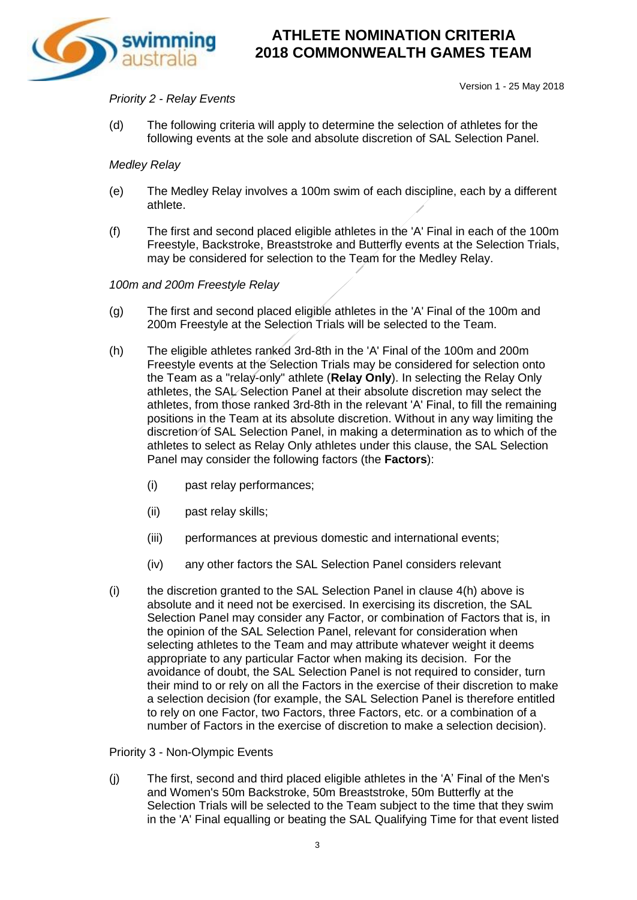*Priority 2 - Relay Events*

(d) The following criteria will apply to determine the selection of athletes for the following events at the sole and absolute discretion of SAL Selection Panel.

*Medley Relay*

(e) The Medley Relay involves a 100m swim of each discipline, each by a different athlete.

(f) The first and second placed eligible athletes in the 'A' Final in each of the 100m Freestyle, Backstroke, Breaststroke and Butterfly events at the Selection Trials, may be considered for selection to the Team for the Medley Relay.

*100m and 200m Freestyle Relay*

(g) The first and second placed eligible athletes in the 'A' Final of the 100m and 200m Freestyle at the Selection Trials will be selected to the Team.

(h) The eligible athletes ranked 3rd-8th in the 'A' Final of the 100m and 200m Freestyle events at the Selection Trials may be considered for selection onto the Team as a "relay-only" athlete (**Relay Only**). In selecting the Relay Only athletes, the SAL Selection Panel at their absolute discretion may select the athletes, from those ranked 3rd-8th in the relevant 'A' Final, to fill the remaining positions in the Team at its absolute discretion. Without in any way limiting the discretion of SAL Selection Panel, in making a determination as to which of the athletes to select as Relay Only athletes under this clause, the SAL Selection Panel may consider the following factors (the **Factors**):

  (i) past relay performances;

  (ii) past relay skills;

  (iii) performances at previous domestic and international events;

  (iv) any other factors the SAL Selection Panel considers relevant

(i) the discretion granted to the SAL Selection Panel in clause 4(h) above is absolute and it need not be exercised. In exercising its discretion, the SAL Selection Panel may consider any Factor, or combination of Factors that is, in the opinion of the SAL Selection Panel, relevant for consideration when selecting athletes to the Team and may attribute whatever weight it deems appropriate to any particular Factor when making its decision. For the avoidance of doubt, the SAL Selection Panel is not required to consider, turn their mind to or rely on all the Factors in the exercise of their discretion to make a selection decision (for example, the SAL Selection Panel is therefore entitled to rely on one Factor, two Factors, three Factors, etc. or a combination of a number of Factors in the exercise of discretion to make a selection decision).

Priority 3 - Non-Olympic Events

(j) The first, second and third placed eligible athletes in the 'A' Final of the Men's and Women's 50m Backstroke, 50m Breaststroke, 50m Butterfly at the Selection Trials will be selected to the Team subject to the time that they swim in the 'A' Final equalling or beating the SAL Qualifying Time for that event listed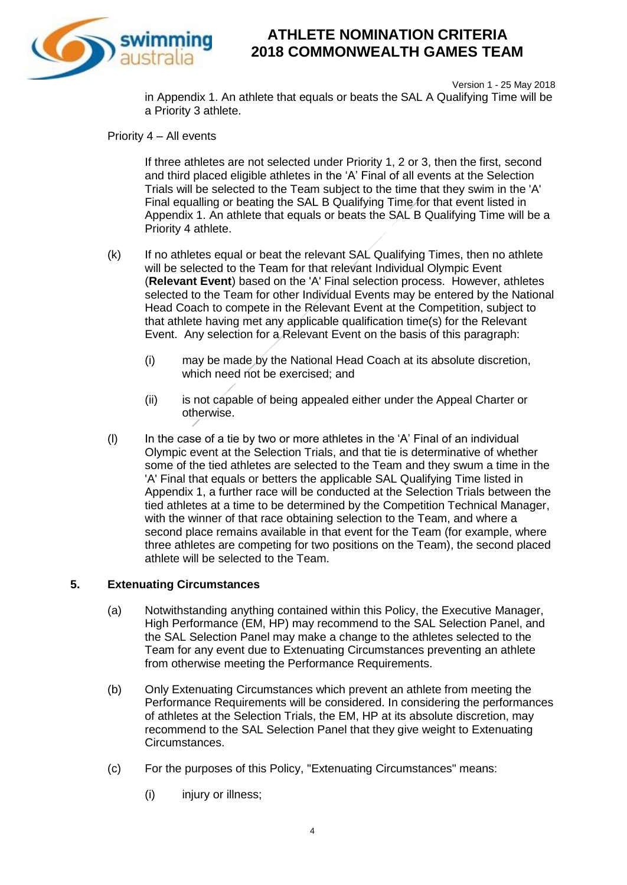in Appendix 1. An athlete that equals or beats the SAL A Qualifying Time will be a Priority 3 athlete.

Priority 4 – All events

If three athletes are not selected under Priority 1, 2 or 3, then the first, second and third placed eligible athletes in the 'A' Final of all events at the Selection Trials will be selected to the Team subject to the time that they swim in the 'A' Final equalling or beating the SAL B Qualifying Time for that event listed in Appendix 1. An athlete that equals or beats the SAL B Qualifying Time will be a Priority 4 athlete.

(k) If no athletes equal or beat the relevant SAL Qualifying Times, then no athlete will be selected to the Team for that relevant Individual Olympic Event (**Relevant Event**) based on the 'A' Final selection process. However, athletes selected to the Team for other Individual Events may be entered by the National Head Coach to compete in the Relevant Event at the Competition, subject to that athlete having met any applicable qualification time(s) for the Relevant Event. Any selection for a Relevant Event on the basis of this paragraph:

(i) may be made by the National Head Coach at its absolute discretion, which need not be exercised; and

(ii) is not capable of being appealed either under the Appeal Charter or otherwise.

(l) In the case of a tie by two or more athletes in the 'A' Final of an individual Olympic event at the Selection Trials, and that tie is determinative of whether some of the tied athletes are selected to the Team and they swum a time in the 'A' Final that equals or betters the applicable SAL Qualifying Time listed in Appendix 1, a further race will be conducted at the Selection Trials between the tied athletes at a time to be determined by the Competition Technical Manager, with the winner of that race obtaining selection to the Team, and where a second place remains available in that event for the Team (for example, where three athletes are competing for two positions on the Team), the second placed athlete will be selected to the Team.

## 5. Extenuating Circumstances

(a) Notwithstanding anything contained within this Policy, the Executive Manager, High Performance (EM, HP) may recommend to the SAL Selection Panel, and the SAL Selection Panel may make a change to the athletes selected to the Team for any event due to Extenuating Circumstances preventing an athlete from otherwise meeting the Performance Requirements.

(b) Only Extenuating Circumstances which prevent an athlete from meeting the Performance Requirements will be considered. In considering the performances of athletes at the Selection Trials, the EM, HP at its absolute discretion, may recommend to the SAL Selection Panel that they give weight to Extenuating Circumstances.

(c) For the purposes of this Policy, "Extenuating Circumstances" means:

(i) injury or illness;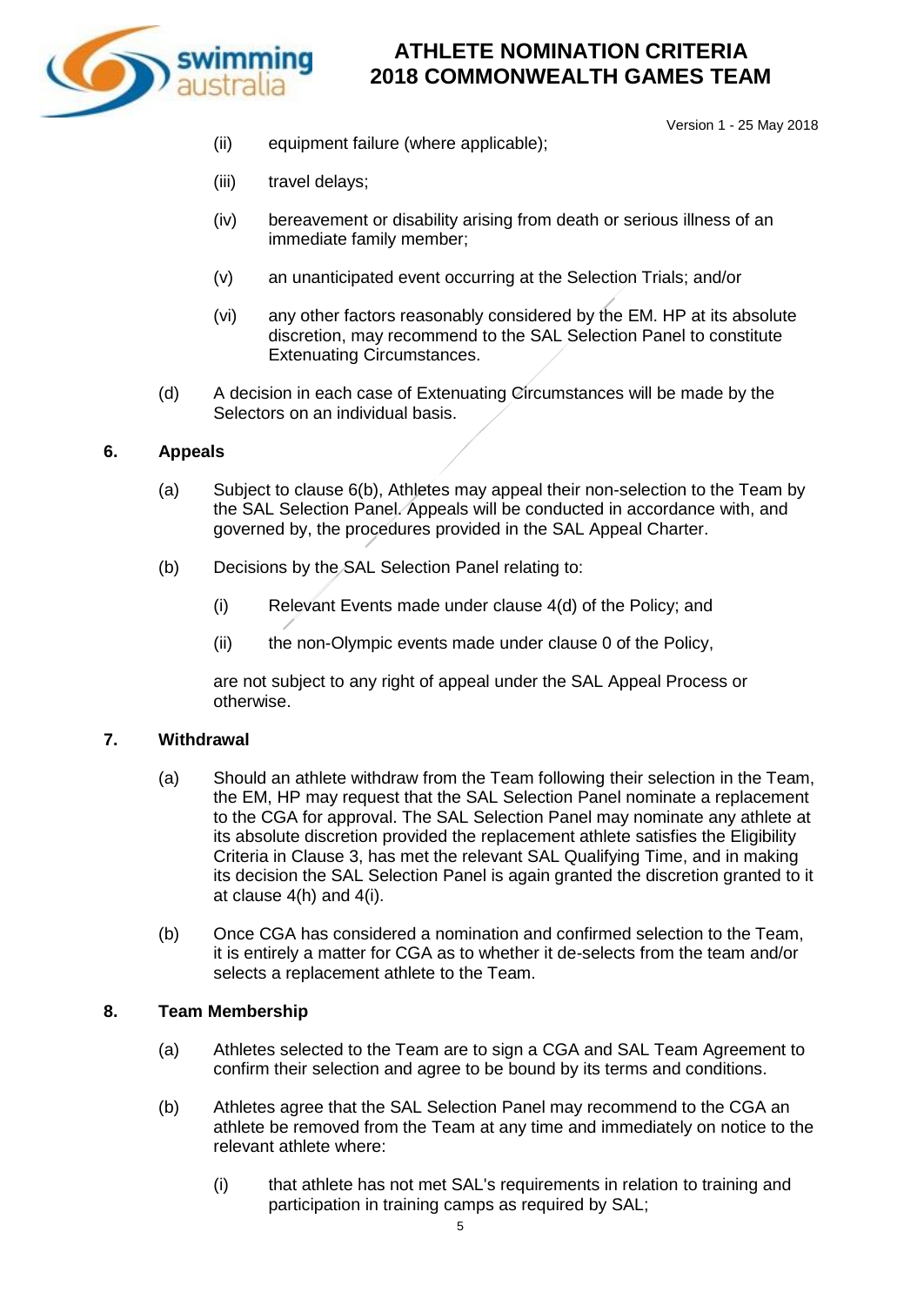(ii) equipment failure (where applicable);

(iii) travel delays;

(iv) bereavement or disability arising from death or serious illness of an immediate family member;

(v) an unanticipated event occurring at the Selection Trials; and/or

(vi) any other factors reasonably considered by the EM. HP at its absolute discretion, may recommend to the SAL Selection Panel to constitute Extenuating Circumstances.

(d) A decision in each case of Extenuating Circumstances will be made by the Selectors on an individual basis.

## 6. Appeals

(a) Subject to clause 6(b), Athletes may appeal their non-selection to the Team by the SAL Selection Panel. Appeals will be conducted in accordance with, and governed by, the procedures provided in the SAL Appeal Charter.

(b) Decisions by the SAL Selection Panel relating to:

(i) Relevant Events made under clause 4(d) of the Policy; and

(ii) the non-Olympic events made under clause 0 of the Policy,

are not subject to any right of appeal under the SAL Appeal Process or otherwise.

## 7. Withdrawal

(a) Should an athlete withdraw from the Team following their selection in the Team, the EM, HP may request that the SAL Selection Panel nominate a replacement to the CGA for approval. The SAL Selection Panel may nominate any athlete at its absolute discretion provided the replacement athlete satisfies the Eligibility Criteria in Clause 3, has met the relevant SAL Qualifying Time, and in making its decision the SAL Selection Panel is again granted the discretion granted to it at clause 4(h) and 4(i).

(b) Once CGA has considered a nomination and confirmed selection to the Team, it is entirely a matter for CGA as to whether it de-selects from the team and/or selects a replacement athlete to the Team.

## 8. Team Membership

(a) Athletes selected to the Team are to sign a CGA and SAL Team Agreement to confirm their selection and agree to be bound by its terms and conditions.

(b) Athletes agree that the SAL Selection Panel may recommend to the CGA an athlete be removed from the Team at any time and immediately on notice to the relevant athlete where:

(i) that athlete has not met SAL's requirements in relation to training and participation in training camps as required by SAL;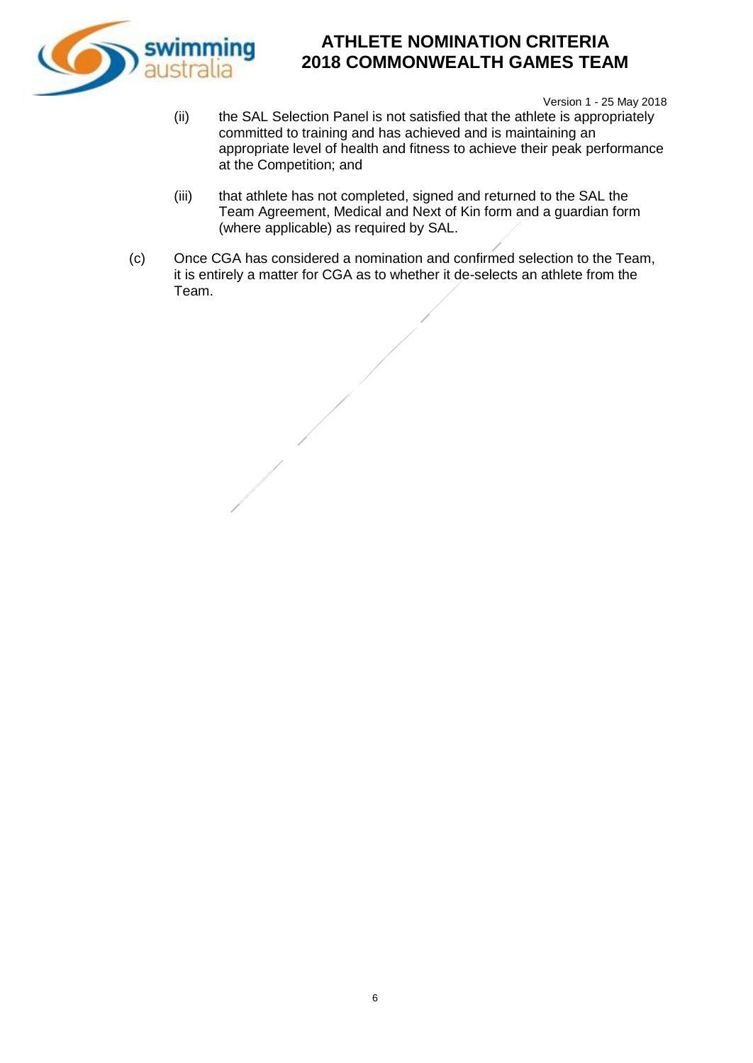(ii) the SAL Selection Panel is not satisfied that the athlete is appropriately committed to training and has achieved and is maintaining an appropriate level of health and fitness to achieve their peak performance at the Competition; and

(iii) that athlete has not completed, signed and returned to the SAL the Team Agreement, Medical and Next of Kin form and a guardian form (where applicable) as required by SAL.

(c) Once CGA has considered a nomination and confirmed selection to the Team, it is entirely a matter for CGA as to whether it de-selects an athlete from the Team.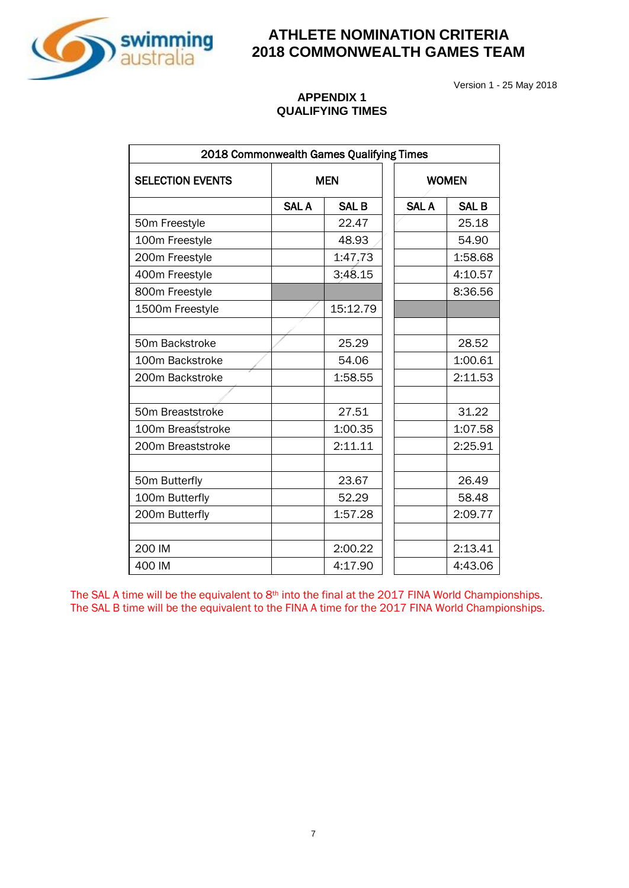# ATHLETE NOMINATION CRITERIA
# 2018 COMMONWEALTH GAMES TEAM

Version 1 - 25 May 2018

## APPENDIX 1
## QUALIFYING TIMES

| 2018 Commonwealth Games Qualifying Times | | | | |
|---|---|---|---|---|
| SELECTION EVENTS | MEN | | WOMEN | |
| | SAL A | SAL B | SAL A | SAL B |
| 50m Freestyle | | 22.47 | | 25.18 |
| 100m Freestyle | | 48.93 | | 54.90 |
| 200m Freestyle | | 1:47.73 | | 1:58.68 |
| 400m Freestyle | | 3:48.15 | | 4:10.57 |
| 800m Freestyle | | | | 8:36.56 |
| 1500m Freestyle | | 15:12.79 | | |
| | | | | |
| 50m Backstroke | | 25.29 | | 28.52 |
| 100m Backstroke | | 54.06 | | 1:00.61 |
| 200m Backstroke | | 1:58.55 | | 2:11.53 |
| | | | | |
| 50m Breaststroke | | 27.51 | | 31.22 |
| 100m Breaststroke | | 1:00.35 | | 1:07.58 |
| 200m Breaststroke | | 2:11.11 | | 2:25.91 |
| | | | | |
| 50m Butterfly | | 23.67 | | 26.49 |
| 100m Butterfly | | 52.29 | | 58.48 |
| 200m Butterfly | | 1:57.28 | | 2:09.77 |
| | | | | |
| 200 IM | | 2:00.22 | | 2:13.41 |
| 400 IM | | 4:17.90 | | 4:43.06 |

The SAL A time will be the equivalent to 8th into the final at the 2017 FINA World Championships.
The SAL B time will be the equivalent to the FINA A time for the 2017 FINA World Championships.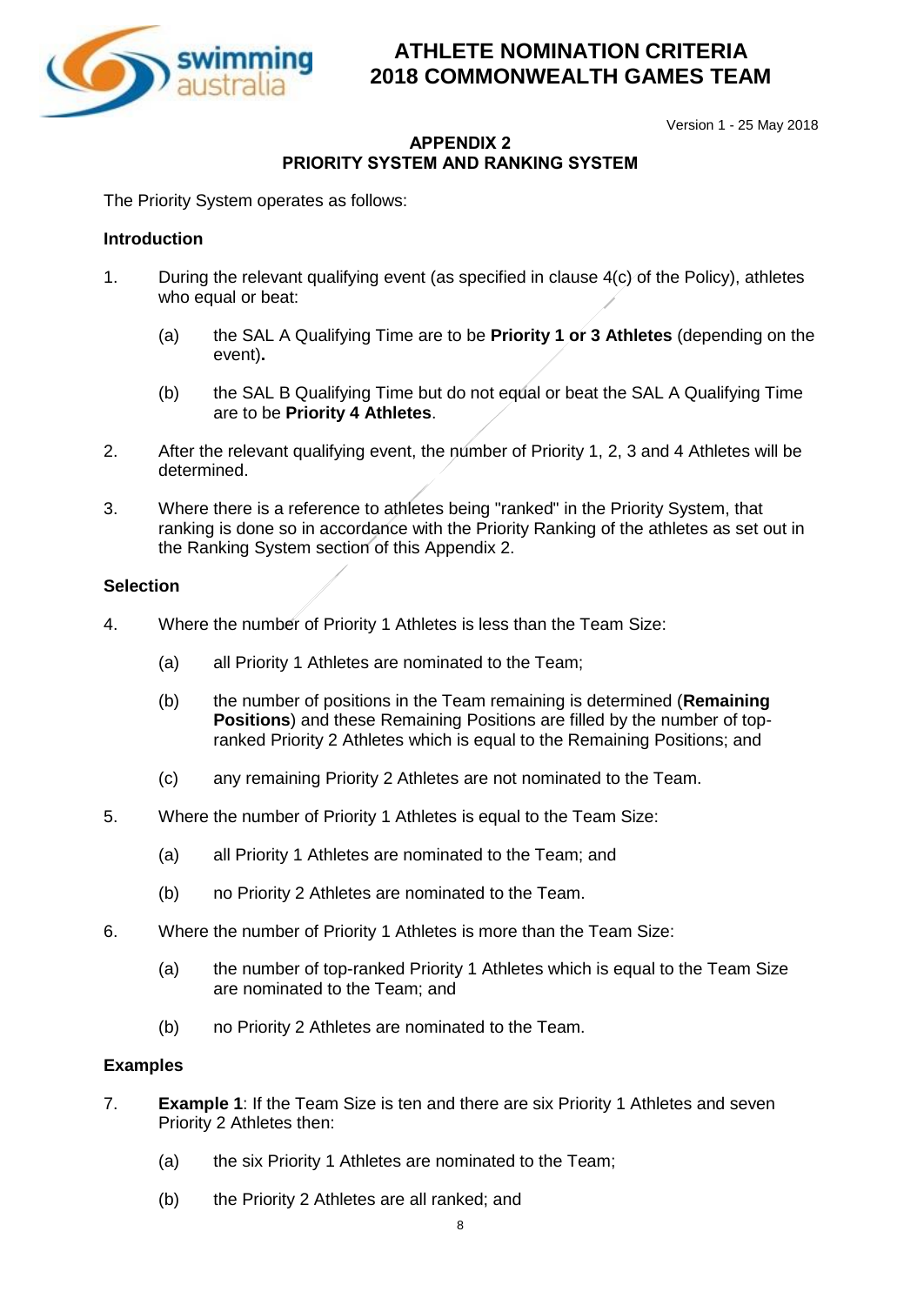## APPENDIX 2
## PRIORITY SYSTEM AND RANKING SYSTEM

The Priority System operates as follows:

### Introduction

1. During the relevant qualifying event (as specified in clause 4(c) of the Policy), athletes who equal or beat:

   (a) the SAL A Qualifying Time are to be **Priority 1 or 3 Athletes** (depending on the event)**.**

   (b) the SAL B Qualifying Time but do not equal or beat the SAL A Qualifying Time are to be **Priority 4 Athletes**.

2. After the relevant qualifying event, the number of Priority 1, 2, 3 and 4 Athletes will be determined.

3. Where there is a reference to athletes being "ranked" in the Priority System, that ranking is done so in accordance with the Priority Ranking of the athletes as set out in the Ranking System section of this Appendix 2.

### Selection

4. Where the number of Priority 1 Athletes is less than the Team Size:

   (a) all Priority 1 Athletes are nominated to the Team;

   (b) the number of positions in the Team remaining is determined (**Remaining Positions**) and these Remaining Positions are filled by the number of top-ranked Priority 2 Athletes which is equal to the Remaining Positions; and

   (c) any remaining Priority 2 Athletes are not nominated to the Team.

5. Where the number of Priority 1 Athletes is equal to the Team Size:

   (a) all Priority 1 Athletes are nominated to the Team; and

   (b) no Priority 2 Athletes are nominated to the Team.

6. Where the number of Priority 1 Athletes is more than the Team Size:

   (a) the number of top-ranked Priority 1 Athletes which is equal to the Team Size are nominated to the Team; and

   (b) no Priority 2 Athletes are nominated to the Team.

### Examples

7. **Example 1**: If the Team Size is ten and there are six Priority 1 Athletes and seven Priority 2 Athletes then:

   (a) the six Priority 1 Athletes are nominated to the Team;

   (b) the Priority 2 Athletes are all ranked; and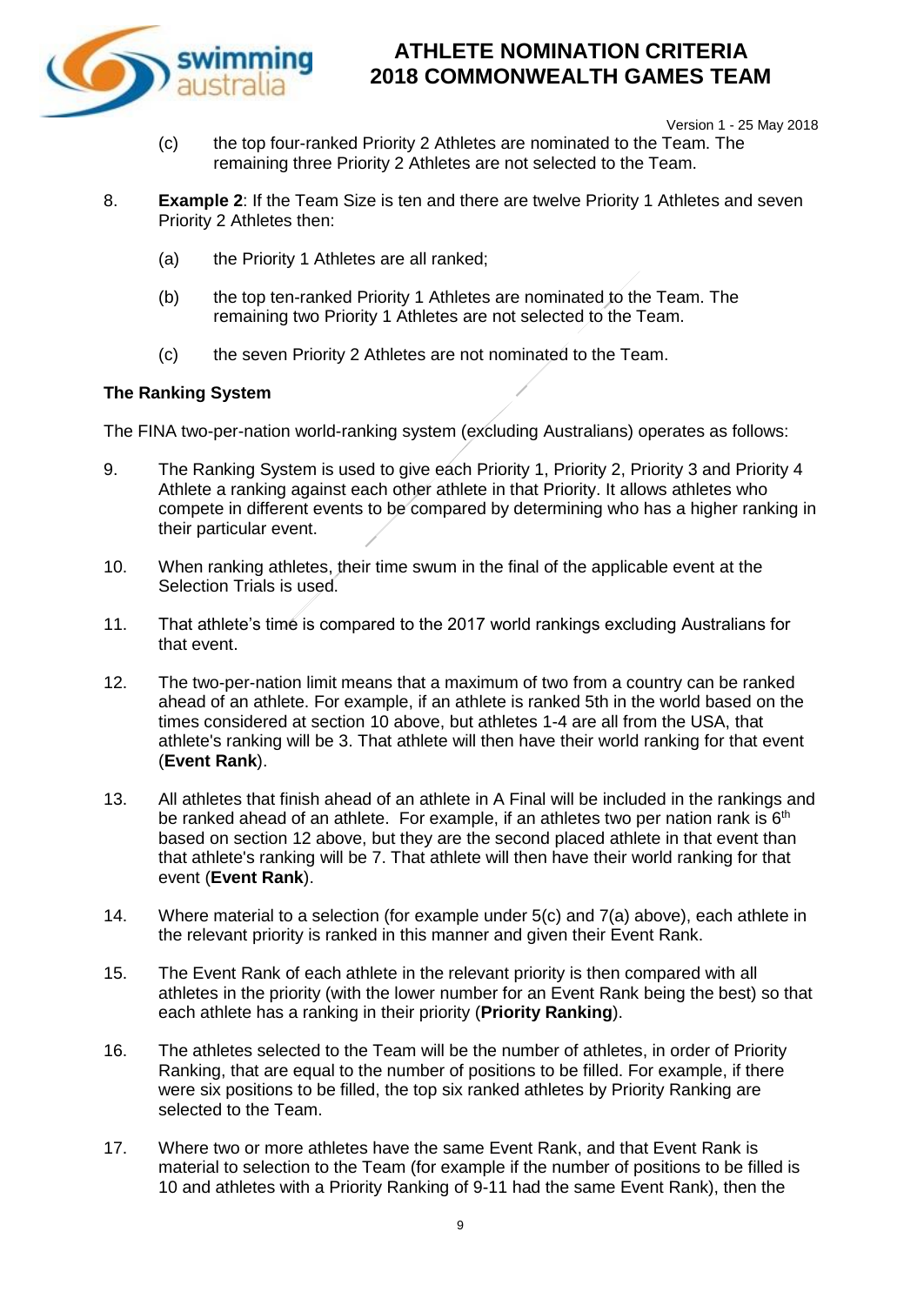(c) the top four-ranked Priority 2 Athletes are nominated to the Team. The remaining three Priority 2 Athletes are not selected to the Team.

8. **Example 2**: If the Team Size is ten and there are twelve Priority 1 Athletes and seven Priority 2 Athletes then:

   (a) the Priority 1 Athletes are all ranked;

   (b) the top ten-ranked Priority 1 Athletes are nominated to the Team. The remaining two Priority 1 Athletes are not selected to the Team.

   (c) the seven Priority 2 Athletes are not nominated to the Team.

**The Ranking System**

The FINA two-per-nation world-ranking system (excluding Australians) operates as follows:

9. The Ranking System is used to give each Priority 1, Priority 2, Priority 3 and Priority 4 Athlete a ranking against each other athlete in that Priority. It allows athletes who compete in different events to be compared by determining who has a higher ranking in their particular event.

10. When ranking athletes, their time swum in the final of the applicable event at the Selection Trials is used.

11. That athlete's time is compared to the 2017 world rankings excluding Australians for that event.

12. The two-per-nation limit means that a maximum of two from a country can be ranked ahead of an athlete. For example, if an athlete is ranked 5th in the world based on the times considered at section 10 above, but athletes 1-4 are all from the USA, that athlete's ranking will be 3. That athlete will then have their world ranking for that event (**Event Rank**).

13. All athletes that finish ahead of an athlete in A Final will be included in the rankings and be ranked ahead of an athlete. For example, if an athletes two per nation rank is 6th based on section 12 above, but they are the second placed athlete in that event than that athlete's ranking will be 7. That athlete will then have their world ranking for that event (**Event Rank**).

14. Where material to a selection (for example under 5(c) and 7(a) above), each athlete in the relevant priority is ranked in this manner and given their Event Rank.

15. The Event Rank of each athlete in the relevant priority is then compared with all athletes in the priority (with the lower number for an Event Rank being the best) so that each athlete has a ranking in their priority (**Priority Ranking**).

16. The athletes selected to the Team will be the number of athletes, in order of Priority Ranking, that are equal to the number of positions to be filled. For example, if there were six positions to be filled, the top six ranked athletes by Priority Ranking are selected to the Team.

17. Where two or more athletes have the same Event Rank, and that Event Rank is material to selection to the Team (for example if the number of positions to be filled is 10 and athletes with a Priority Ranking of 9-11 had the same Event Rank), then the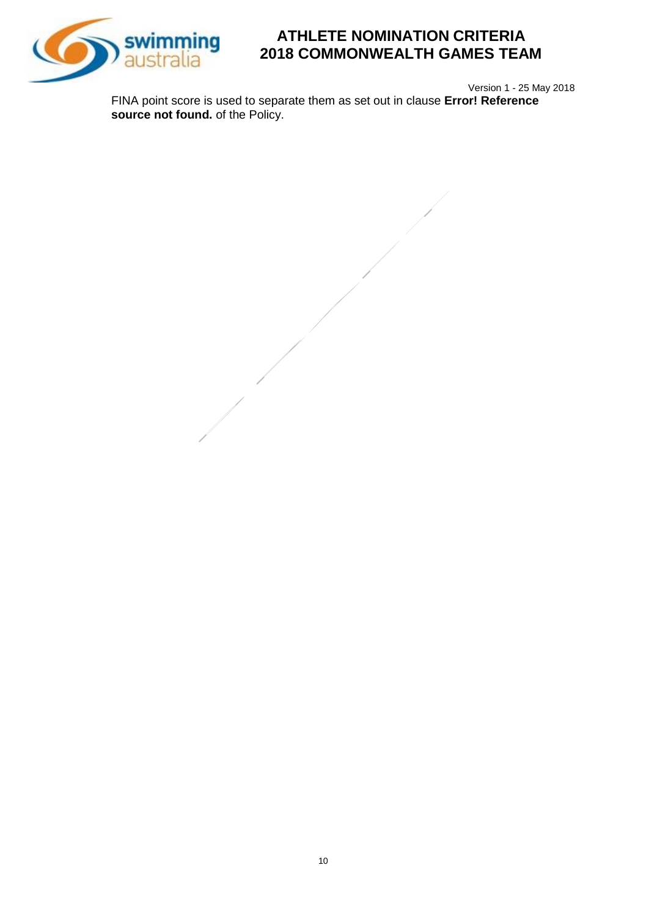FINA point score is used to separate them as set out in clause **Error! Reference source not found.** of the Policy.